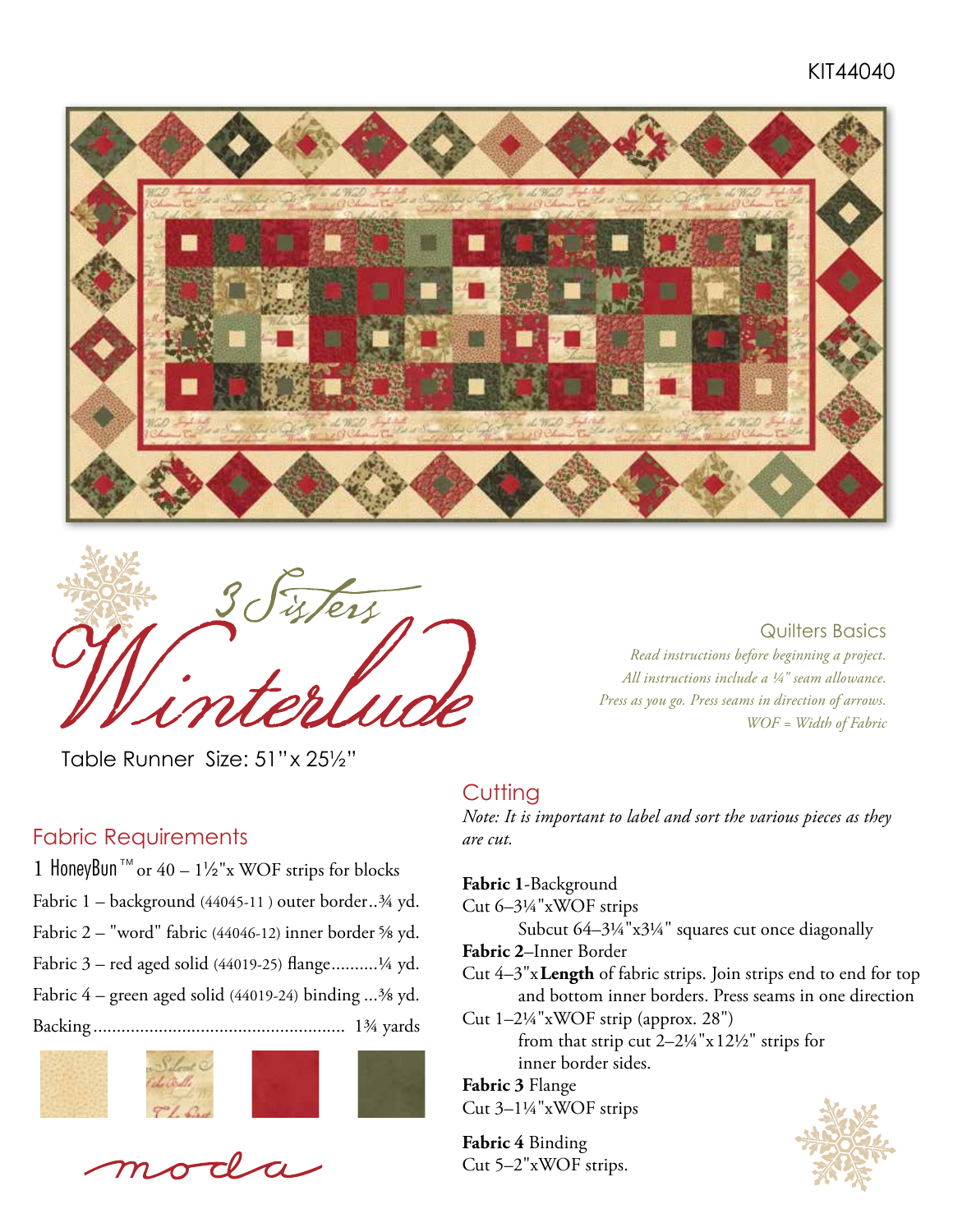KIT44040

# 3 Sisters Winterlude

Table Runner Size: 51"x 25½"

### Quilters Basics

*Read instructions before beginning a project.*
*All instructions include a ¼" seam allowance.*
*Press as you go. Press seams in direction of arrows.*
*WOF = Width of Fabric*

## Fabric Requirements

1 HoneyBun™ or 40 – 1½"x WOF strips for blocks

Fabric 1 – background (44045-11 ) outer border..¾ yd.

Fabric 2 – "word" fabric (44046-12) inner border ⅝ yd.

Fabric 3 – red aged solid (44019-25) flange..........¼ yd.

Fabric 4 – green aged solid (44019-24) binding ...⅜ yd.

Backing...................................................... 1¾ yards

moda

## Cutting

*Note: It is important to label and sort the various pieces as they are cut.*

**Fabric 1**-Background
Cut 6–3¼"xWOF strips
Subcut 64–3¼"x3¼" squares cut once diagonally

**Fabric 2**–Inner Border
Cut 4–3"x**Length** of fabric strips. Join strips end to end for top and bottom inner borders. Press seams in one direction
Cut 1–2¼"xWOF strip (approx. 28")
from that strip cut 2–2¼"x12½" strips for inner border sides.

**Fabric 3** Flange
Cut 3–1¼"xWOF strips

**Fabric 4** Binding
Cut 5–2"xWOF strips.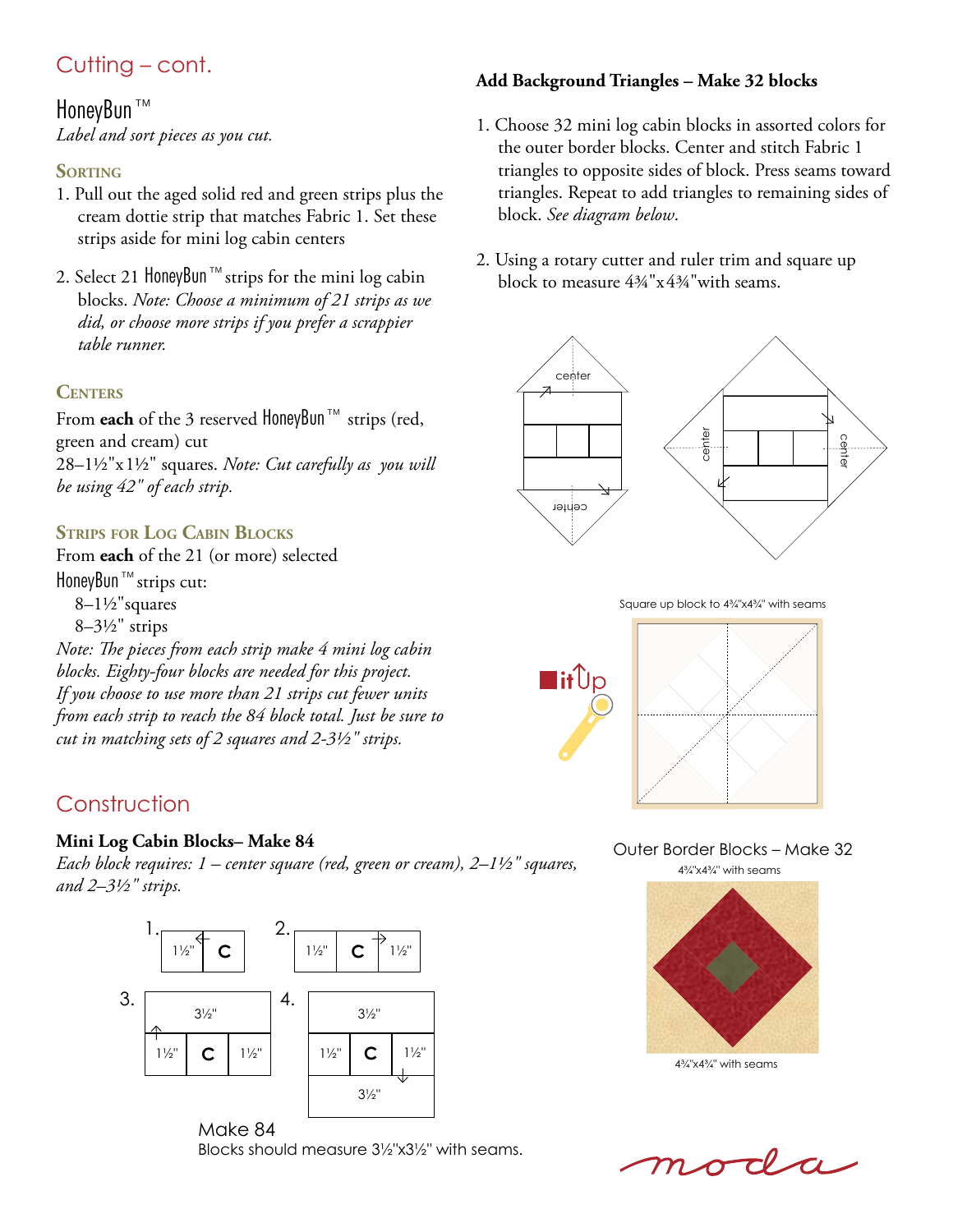## Cutting – cont.

### HoneyBun™

*Label and sort pieces as you cut.*

#### Sorting

1. Pull out the aged solid red and green strips plus the cream dottie strip that matches Fabric 1. Set these strips aside for mini log cabin centers

2. Select 21 HoneyBun™ strips for the mini log cabin blocks. *Note: Choose a minimum of 21 strips as we did, or choose more strips if you prefer a scrappier table runner.*

#### Centers

From **each** of the 3 reserved HoneyBun™ strips (red, green and cream) cut 28–1½"x1½" squares. *Note: Cut carefully as you will be using 42" of each strip.*

#### Strips for Log Cabin Blocks

From **each** of the 21 (or more) selected HoneyBun™ strips cut:

8–1½"squares
8–3½" strips

*Note: The pieces from each strip make 4 mini log cabin blocks. Eighty-four blocks are needed for this project. If you choose to use more than 21 strips cut fewer units from each strip to reach the 84 block total. Just be sure to cut in matching sets of 2 squares and 2-3½" strips.*

## Construction

**Mini Log Cabin Blocks– Make 84**

*Each block requires: 1 – center square (red, green or cream), 2–1½" squares, and 2–3½" strips.*

1. 1½" | C
2. 1½" | C | 1½"
3. 3½" / 1½" | C | 1½"
4. 3½" / 1½" | C | 1½" / 3½"

Make 84
Blocks should measure 3½"x3½" with seams.

**Add Background Triangles – Make 32 blocks**

1. Choose 32 mini log cabin blocks in assorted colors for the outer border blocks. Center and stitch Fabric 1 triangles to opposite sides of block. Press seams toward triangles. Repeat to add triangles to remaining sides of block. *See diagram below.*

2. Using a rotary cutter and ruler trim and square up block to measure 4¾"x4¾"with seams.

center / center

Square up block to 4¾"x4¾" with seams

Outer Border Blocks – Make 32
4¾"x4¾" with seams

4¾"x4¾" with seams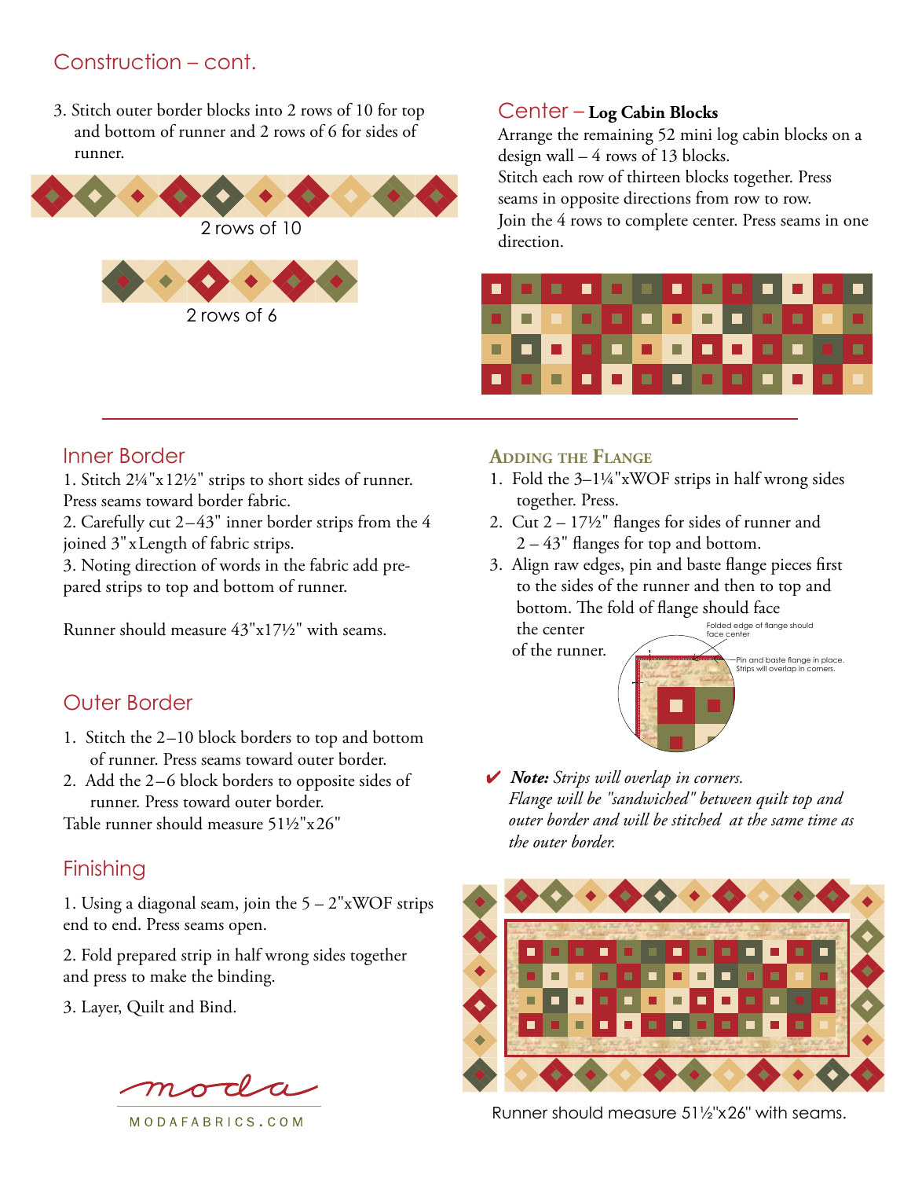## Construction – cont.

3. Stitch outer border blocks into 2 rows of 10 for top and bottom of runner and 2 rows of 6 for sides of runner.

2 rows of 10

2 rows of 6

## Center – **Log Cabin Blocks**

Arrange the remaining 52 mini log cabin blocks on a design wall – 4 rows of 13 blocks.

Stitch each row of thirteen blocks together. Press seams in opposite directions from row to row.

Join the 4 rows to complete center. Press seams in one direction.

## Inner Border

1. Stitch 2¼"x12½" strips to short sides of runner. Press seams toward border fabric.
2. Carefully cut 2–43" inner border strips from the 4 joined 3"xLength of fabric strips.
3. Noting direction of words in the fabric add prepared strips to top and bottom of runner.

Runner should measure 43"x17½" with seams.

## Outer Border

1. Stitch the 2–10 block borders to top and bottom of runner. Press seams toward outer border.
2. Add the 2–6 block borders to opposite sides of runner. Press toward outer border.

Table runner should measure 51½"x26"

## Finishing

1. Using a diagonal seam, join the 5 – 2"xWOF strips end to end. Press seams open.

2. Fold prepared strip in half wrong sides together and press to make the binding.

3. Layer, Quilt and Bind.

## Adding the Flange

1. Fold the 3–1¼"xWOF strips in half wrong sides together. Press.
2. Cut 2 – 17½" flanges for sides of runner and 2 – 43" flanges for top and bottom.
3. Align raw edges, pin and baste flange pieces first to the sides of the runner and then to top and bottom. The fold of flange should face the center of the runner.

Folded edge of flange should face center

Pin and baste flange in place. Strips will overlap in corners.

✔ ***Note:*** *Strips will overlap in corners. Flange will be "sandwiched" between quilt top and outer border and will be stitched at the same time as the outer border.*

Runner should measure 51½"x26" with seams.

MODAFABRICS.COM